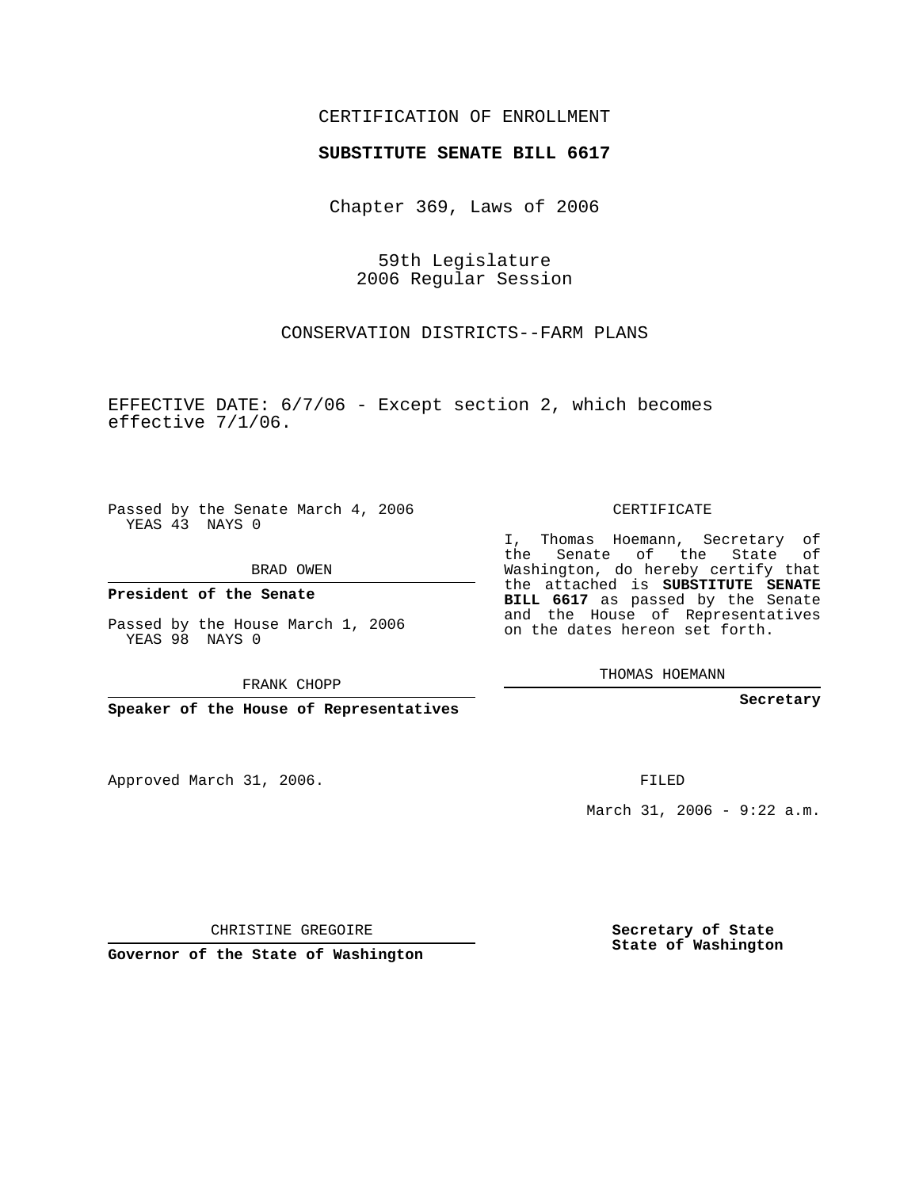CERTIFICATION OF ENROLLMENT

**SUBSTITUTE SENATE BILL 6617**

Chapter 369, Laws of 2006

59th Legislature
2006 Regular Session

CONSERVATION DISTRICTS--FARM PLANS

EFFECTIVE DATE: 6/7/06 - Except section 2, which becomes effective 7/1/06.

Passed by the Senate March 4, 2006
YEAS 43 NAYS 0

BRAD OWEN

**President of the Senate**

Passed by the House March 1, 2006
YEAS 98 NAYS 0

FRANK CHOPP

**Speaker of the House of Representatives**

CERTIFICATE

I, Thomas Hoemann, Secretary of the Senate of the State of Washington, do hereby certify that the attached is **SUBSTITUTE SENATE BILL 6617** as passed by the Senate and the House of Representatives on the dates hereon set forth.

THOMAS HOEMANN

**Secretary**

Approved March 31, 2006.

FILED

March 31, 2006 - 9:22 a.m.

CHRISTINE GREGOIRE

**Governor of the State of Washington**

**Secretary of State**
**State of Washington**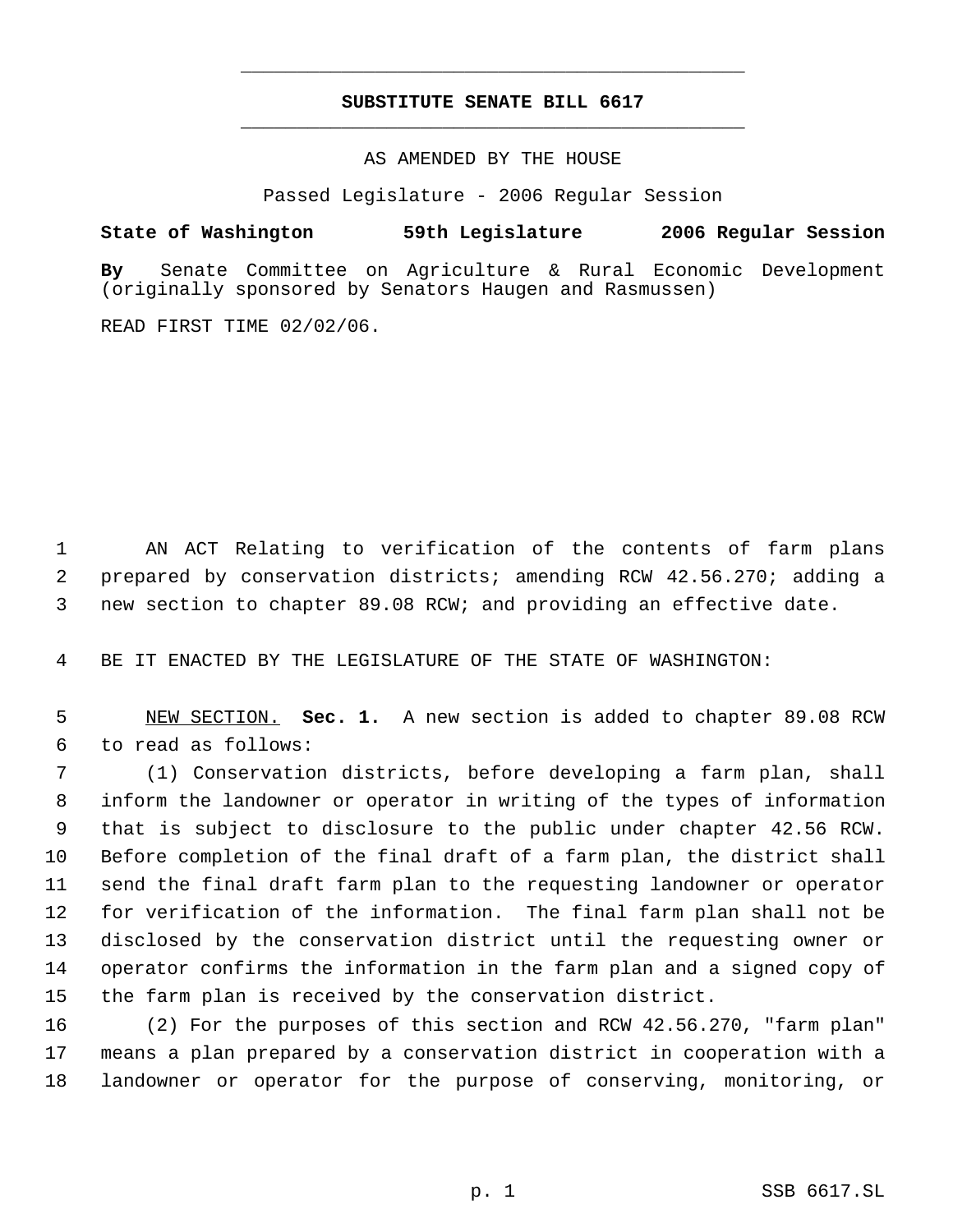# SUBSTITUTE SENATE BILL 6617

AS AMENDED BY THE HOUSE

Passed Legislature - 2006 Regular Session

**State of Washington 59th Legislature 2006 Regular Session**

**By** Senate Committee on Agriculture & Rural Economic Development (originally sponsored by Senators Haugen and Rasmussen)

READ FIRST TIME 02/02/06.

AN ACT Relating to verification of the contents of farm plans prepared by conservation districts; amending RCW 42.56.270; adding a new section to chapter 89.08 RCW; and providing an effective date.

BE IT ENACTED BY THE LEGISLATURE OF THE STATE OF WASHINGTON:

NEW SECTION. **Sec. 1.** A new section is added to chapter 89.08 RCW to read as follows:

(1) Conservation districts, before developing a farm plan, shall inform the landowner or operator in writing of the types of information that is subject to disclosure to the public under chapter 42.56 RCW. Before completion of the final draft of a farm plan, the district shall send the final draft farm plan to the requesting landowner or operator for verification of the information. The final farm plan shall not be disclosed by the conservation district until the requesting owner or operator confirms the information in the farm plan and a signed copy of the farm plan is received by the conservation district.

(2) For the purposes of this section and RCW 42.56.270, "farm plan" means a plan prepared by a conservation district in cooperation with a landowner or operator for the purpose of conserving, monitoring, or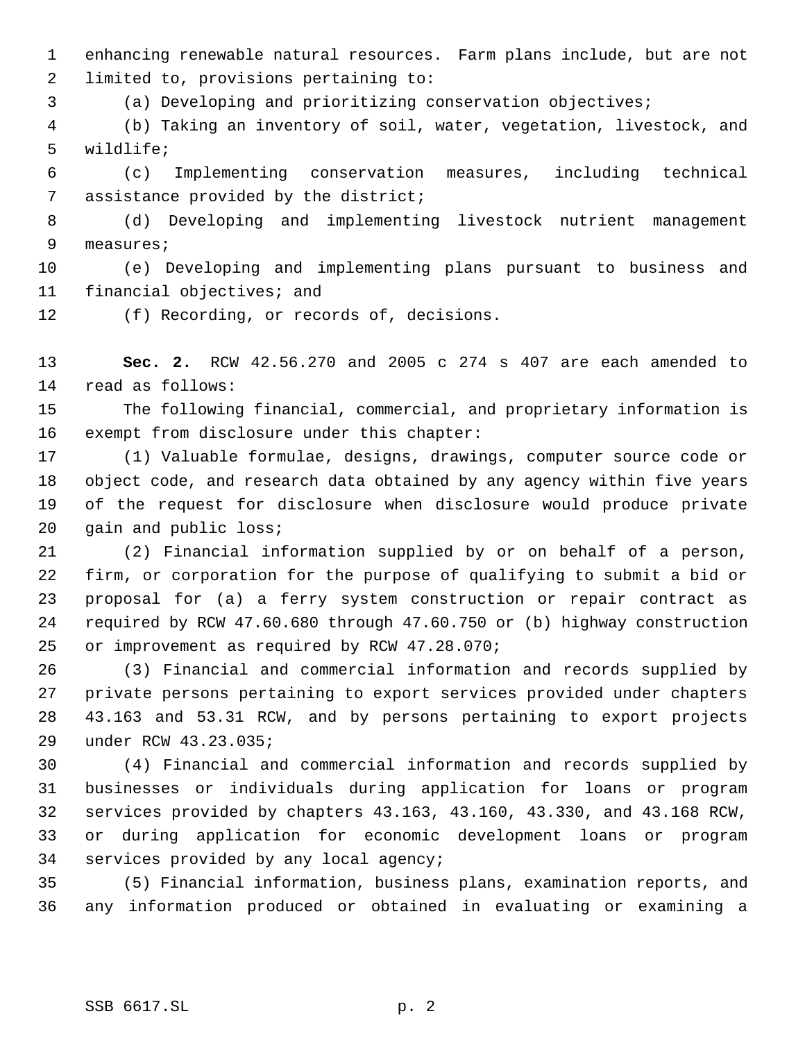enhancing renewable natural resources. Farm plans include, but are not limited to, provisions pertaining to:

(a) Developing and prioritizing conservation objectives;

(b) Taking an inventory of soil, water, vegetation, livestock, and wildlife;

(c) Implementing conservation measures, including technical assistance provided by the district;

(d) Developing and implementing livestock nutrient management measures;

(e) Developing and implementing plans pursuant to business and financial objectives; and

(f) Recording, or records of, decisions.

**Sec. 2.** RCW 42.56.270 and 2005 c 274 s 407 are each amended to read as follows:

The following financial, commercial, and proprietary information is exempt from disclosure under this chapter:

(1) Valuable formulae, designs, drawings, computer source code or object code, and research data obtained by any agency within five years of the request for disclosure when disclosure would produce private gain and public loss;

(2) Financial information supplied by or on behalf of a person, firm, or corporation for the purpose of qualifying to submit a bid or proposal for (a) a ferry system construction or repair contract as required by RCW 47.60.680 through 47.60.750 or (b) highway construction or improvement as required by RCW 47.28.070;

(3) Financial and commercial information and records supplied by private persons pertaining to export services provided under chapters 43.163 and 53.31 RCW, and by persons pertaining to export projects under RCW 43.23.035;

(4) Financial and commercial information and records supplied by businesses or individuals during application for loans or program services provided by chapters 43.163, 43.160, 43.330, and 43.168 RCW, or during application for economic development loans or program services provided by any local agency;

(5) Financial information, business plans, examination reports, and any information produced or obtained in evaluating or examining a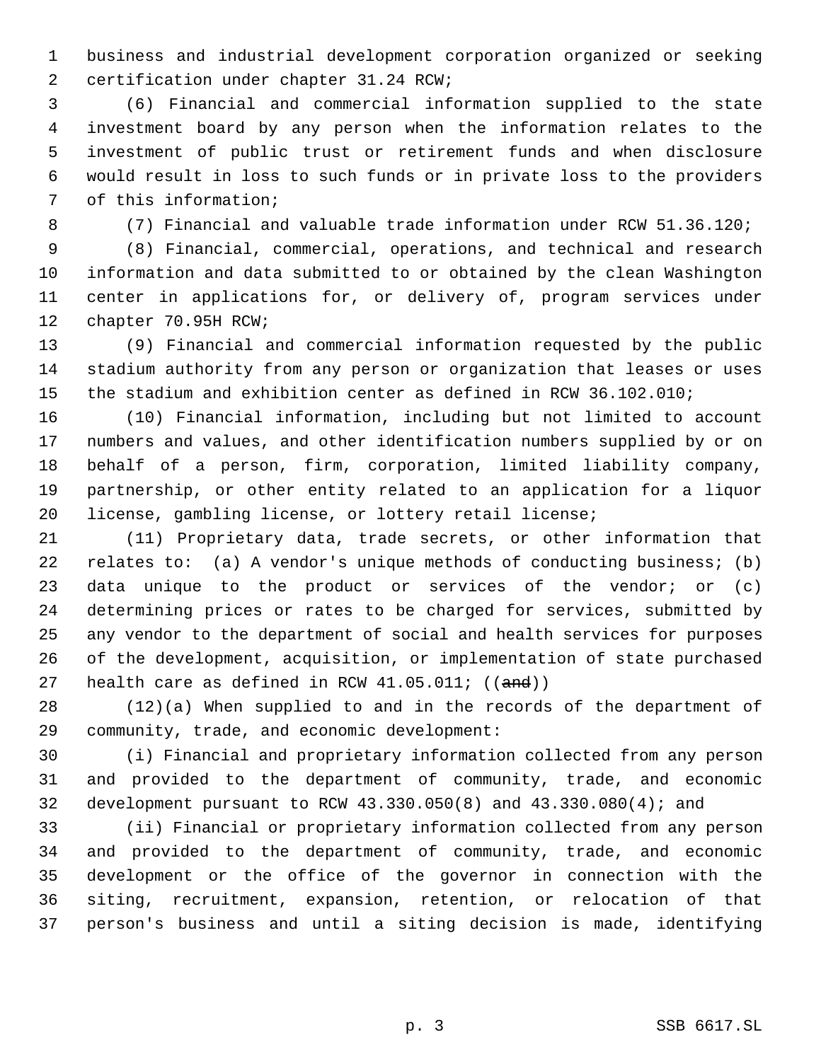business and industrial development corporation organized or seeking certification under chapter 31.24 RCW;

(6) Financial and commercial information supplied to the state investment board by any person when the information relates to the investment of public trust or retirement funds and when disclosure would result in loss to such funds or in private loss to the providers of this information;

(7) Financial and valuable trade information under RCW 51.36.120;

(8) Financial, commercial, operations, and technical and research information and data submitted to or obtained by the clean Washington center in applications for, or delivery of, program services under chapter 70.95H RCW;

(9) Financial and commercial information requested by the public stadium authority from any person or organization that leases or uses the stadium and exhibition center as defined in RCW 36.102.010;

(10) Financial information, including but not limited to account numbers and values, and other identification numbers supplied by or on behalf of a person, firm, corporation, limited liability company, partnership, or other entity related to an application for a liquor license, gambling license, or lottery retail license;

(11) Proprietary data, trade secrets, or other information that relates to: (a) A vendor's unique methods of conducting business; (b) data unique to the product or services of the vendor; or (c) determining prices or rates to be charged for services, submitted by any vendor to the department of social and health services for purposes of the development, acquisition, or implementation of state purchased health care as defined in RCW 41.05.011; ((~~and~~))

(12)(a) When supplied to and in the records of the department of community, trade, and economic development:

(i) Financial and proprietary information collected from any person and provided to the department of community, trade, and economic development pursuant to RCW 43.330.050(8) and 43.330.080(4); and

(ii) Financial or proprietary information collected from any person and provided to the department of community, trade, and economic development or the office of the governor in connection with the siting, recruitment, expansion, retention, or relocation of that person's business and until a siting decision is made, identifying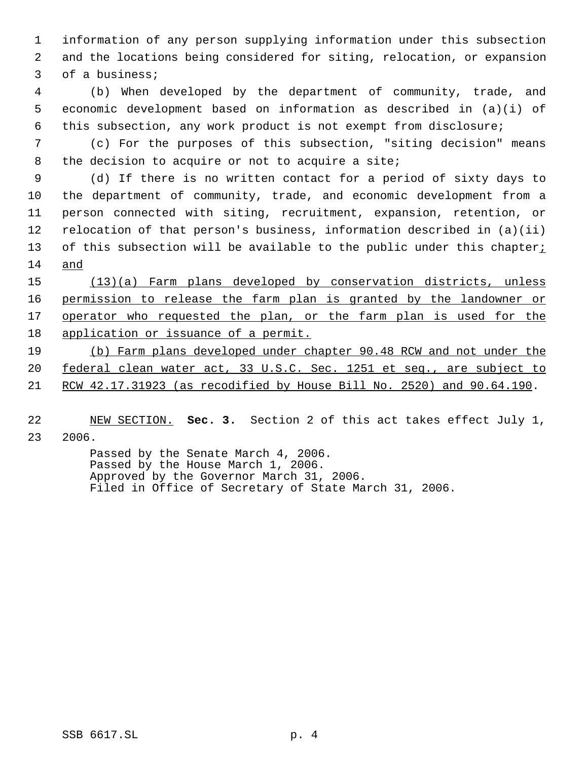information of any person supplying information under this subsection and the locations being considered for siting, relocation, or expansion of a business;

(b) When developed by the department of community, trade, and economic development based on information as described in (a)(i) of this subsection, any work product is not exempt from disclosure;

(c) For the purposes of this subsection, "siting decision" means the decision to acquire or not to acquire a site;

(d) If there is no written contact for a period of sixty days to the department of community, trade, and economic development from a person connected with siting, recruitment, expansion, retention, or relocation of that person's business, information described in (a)(ii) of this subsection will be available to the public under this chapter; and

(13)(a) Farm plans developed by conservation districts, unless permission to release the farm plan is granted by the landowner or operator who requested the plan, or the farm plan is used for the application or issuance of a permit.

(b) Farm plans developed under chapter 90.48 RCW and not under the federal clean water act, 33 U.S.C. Sec. 1251 et seq., are subject to RCW 42.17.31923 (as recodified by House Bill No. 2520) and 90.64.190.

NEW SECTION. **Sec. 3.** Section 2 of this act takes effect July 1, 2006.

Passed by the Senate March 4, 2006.
Passed by the House March 1, 2006.
Approved by the Governor March 31, 2006.
Filed in Office of Secretary of State March 31, 2006.